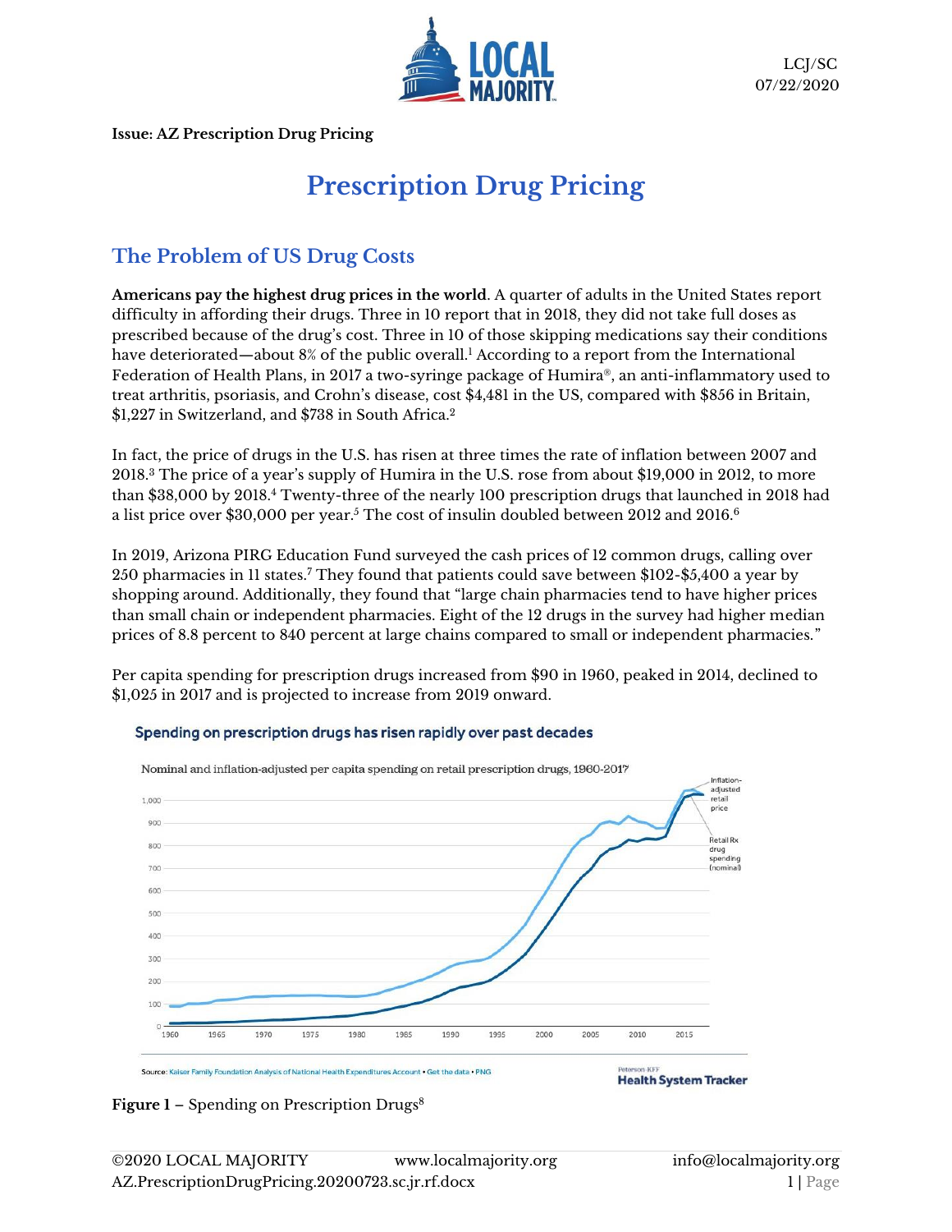LCJ/SC
07/22/2020

**Issue: AZ Prescription Drug Pricing**

# Prescription Drug Pricing

## The Problem of US Drug Costs

**Americans pay the highest drug prices in the world**. A quarter of adults in the United States report difficulty in affording their drugs. Three in 10 report that in 2018, they did not take full doses as prescribed because of the drug's cost. Three in 10 of those skipping medications say their conditions have deteriorated—about 8% of the public overall.[1] According to a report from the International Federation of Health Plans, in 2017 a two-syringe package of Humira®, an anti-inflammatory used to treat arthritis, psoriasis, and Crohn's disease, cost $4,481 in the US, compared with $856 in Britain, $1,227 in Switzerland, and $738 in South Africa.[2]

In fact, the price of drugs in the U.S. has risen at three times the rate of inflation between 2007 and 2018.[3] The price of a year's supply of Humira in the U.S. rose from about $19,000 in 2012, to more than $38,000 by 2018.[4] Twenty-three of the nearly 100 prescription drugs that launched in 2018 had a list price over $30,000 per year.[5] The cost of insulin doubled between 2012 and 2016.[6]

In 2019, Arizona PIRG Education Fund surveyed the cash prices of 12 common drugs, calling over 250 pharmacies in 11 states.[7] They found that patients could save between $102-$5,400 a year by shopping around. Additionally, they found that "large chain pharmacies tend to have higher prices than small chain or independent pharmacies. Eight of the 12 drugs in the survey had higher median prices of 8.8 percent to 840 percent at large chains compared to small or independent pharmacies."

Per capita spending for prescription drugs increased from $90 in 1960, peaked in 2014, declined to $1,025 in 2017 and is projected to increase from 2019 onward.

**Figure 1** – Spending on Prescription Drugs[8]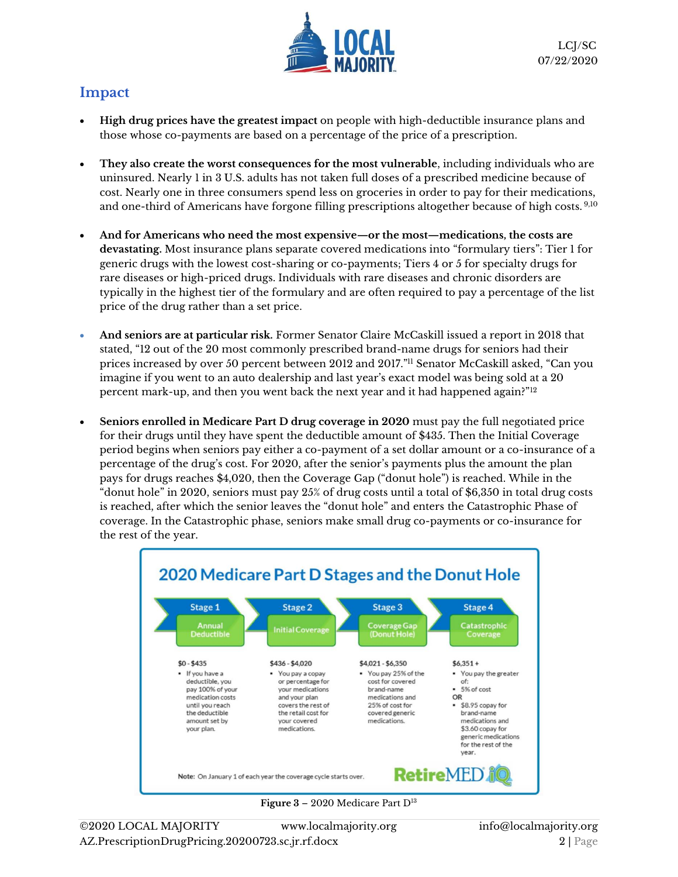## Impact

- **High drug prices have the greatest impact** on people with high-deductible insurance plans and those whose co-payments are based on a percentage of the price of a prescription.

- **They also create the worst consequences for the most vulnerable**, including individuals who are uninsured. Nearly 1 in 3 U.S. adults has not taken full doses of a prescribed medicine because of cost. Nearly one in three consumers spend less on groceries in order to pay for their medications, and one-third of Americans have forgone filling prescriptions altogether because of high costs.[9,10]

- **And for Americans who need the most expensive—or the most—medications, the costs are devastating.** Most insurance plans separate covered medications into "formulary tiers": Tier 1 for generic drugs with the lowest cost-sharing or co-payments; Tiers 4 or 5 for specialty drugs for rare diseases or high-priced drugs. Individuals with rare diseases and chronic disorders are typically in the highest tier of the formulary and are often required to pay a percentage of the list price of the drug rather than a set price.

- **And seniors are at particular risk.** Former Senator Claire McCaskill issued a report in 2018 that stated, "12 out of the 20 most commonly prescribed brand-name drugs for seniors had their prices increased by over 50 percent between 2012 and 2017."[11] Senator McCaskill asked, "Can you imagine if you went to an auto dealership and last year's exact model was being sold at a 20 percent mark-up, and then you went back the next year and it had happened again?"[12]

- **Seniors enrolled in Medicare Part D drug coverage in 2020** must pay the full negotiated price for their drugs until they have spent the deductible amount of $435. Then the Initial Coverage period begins when seniors pay either a co-payment of a set dollar amount or a co-insurance of a percentage of the drug's cost. For 2020, after the senior's payments plus the amount the plan pays for drugs reaches $4,020, then the Coverage Gap ("donut hole") is reached. While in the "donut hole" in 2020, seniors must pay 25% of drug costs until a total of $6,350 in total drug costs is reached, after which the senior leaves the "donut hole" and enters the Catastrophic Phase of coverage. In the Catastrophic phase, seniors make small drug co-payments or co-insurance for the rest of the year.

### 2020 Medicare Part D Stages and the Donut Hole

| Stage 1 | Stage 2 | Stage 3 | Stage 4 |
|---|---|---|---|
| Annual Deductible | Initial Coverage | Coverage Gap (Donut Hole) | Catastrophic Coverage |
| $0 - $435 | $436 - $4,020 | $4,021 - $6,350 | $6,351 + |
| If you have a deductible, you pay 100% of your medication costs until you reach the deductible amount set by your plan. | You pay a copay or percentage for your medications and your plan covers the rest of the retail cost for your covered medications. | You pay 25% of the cost for covered brand-name medications and 25% of cost for covered generic medications. | You pay the greater of: 5% of cost OR $8.95 copay for brand-name medications and $3.60 copay for generic medications for the rest of the year. |

**Note:** On January 1 of each year the coverage cycle starts over.

RetireMEDiQ

**Figure 3** – 2020 Medicare Part D[13]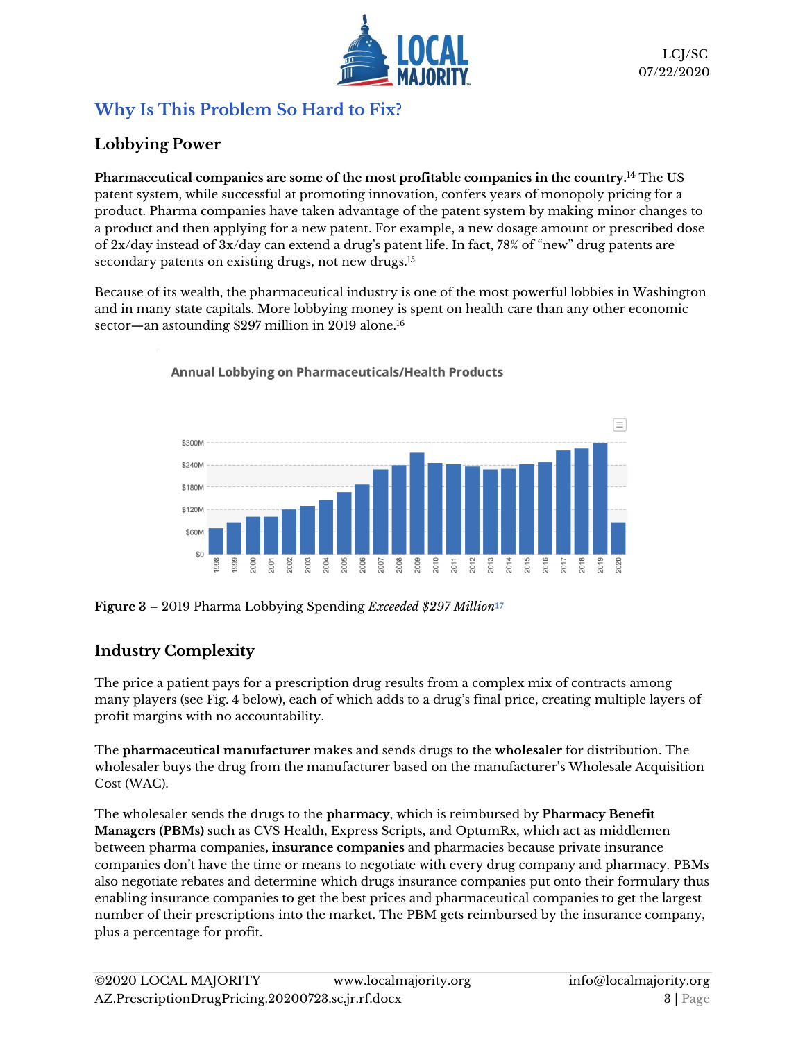## Why Is This Problem So Hard to Fix?

### Lobbying Power

**Pharmaceutical companies are some of the most profitable companies in the country.**[14] The US patent system, while successful at promoting innovation, confers years of monopoly pricing for a product. Pharma companies have taken advantage of the patent system by making minor changes to a product and then applying for a new patent. For example, a new dosage amount or prescribed dose of 2x/day instead of 3x/day can extend a drug's patent life. In fact, 78% of "new" drug patents are secondary patents on existing drugs, not new drugs.[15]

Because of its wealth, the pharmaceutical industry is one of the most powerful lobbies in Washington and in many state capitals. More lobbying money is spent on health care than any other economic sector—an astounding $297 million in 2019 alone.[16]

Annual Lobbying on Pharmaceuticals/Health Products

**Figure 3** – 2019 Pharma Lobbying Spending *Exceeded $297 Million*[17]

### Industry Complexity

The price a patient pays for a prescription drug results from a complex mix of contracts among many players (see Fig. 4 below), each of which adds to a drug's final price, creating multiple layers of profit margins with no accountability.

The **pharmaceutical manufacturer** makes and sends drugs to the **wholesaler** for distribution. The wholesaler buys the drug from the manufacturer based on the manufacturer's Wholesale Acquisition Cost (WAC).

The wholesaler sends the drugs to the **pharmacy**, which is reimbursed by **Pharmacy Benefit Managers (PBMs)** such as CVS Health, Express Scripts, and OptumRx, which act as middlemen between pharma companies, **insurance companies** and pharmacies because private insurance companies don't have the time or means to negotiate with every drug company and pharmacy. PBMs also negotiate rebates and determine which drugs insurance companies put onto their formulary thus enabling insurance companies to get the best prices and pharmaceutical companies to get the largest number of their prescriptions into the market. The PBM gets reimbursed by the insurance company, plus a percentage for profit.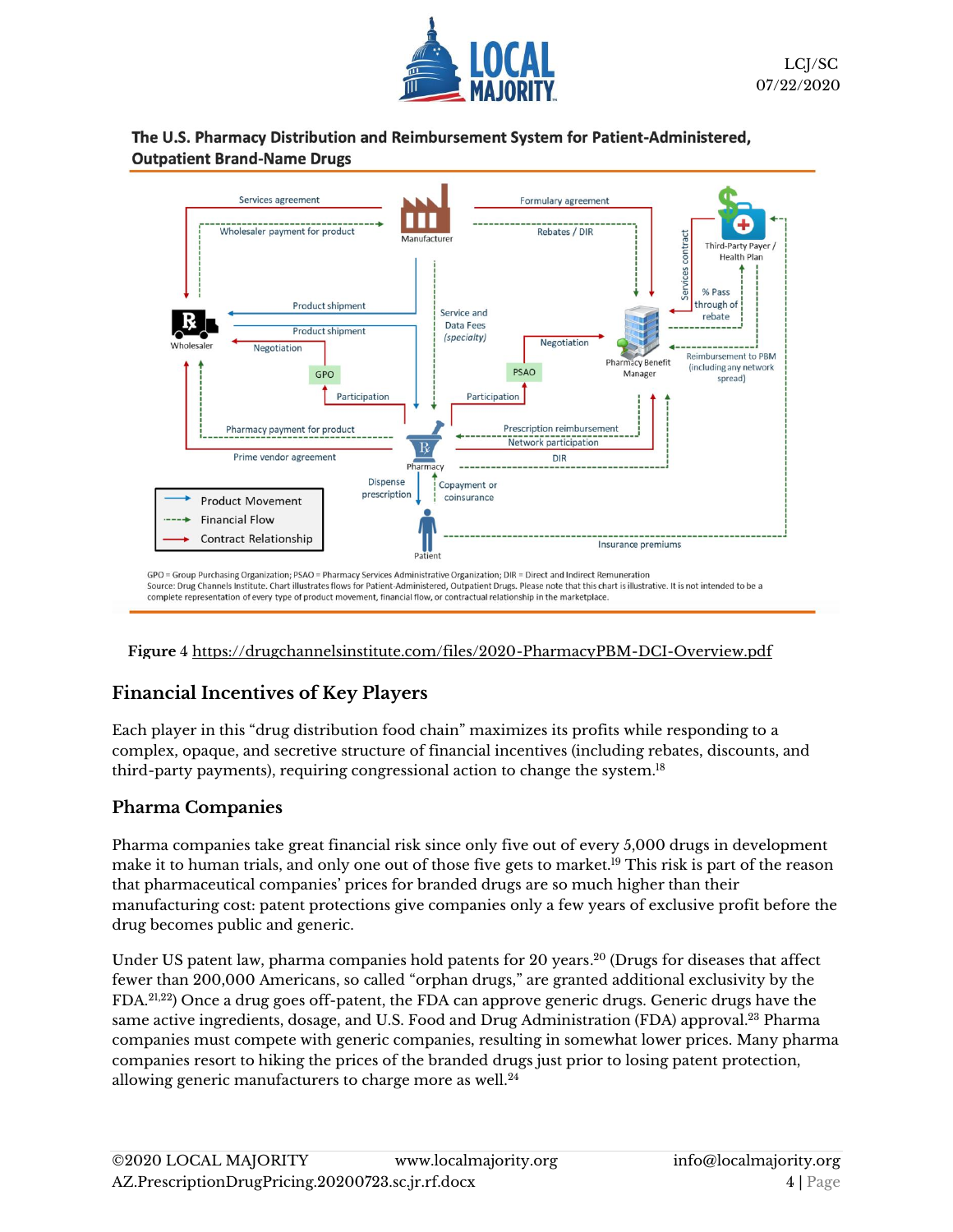**The U.S. Pharmacy Distribution and Reimbursement System for Patient-Administered, Outpatient Brand-Name Drugs**

GPO = Group Purchasing Organization; PSAO = Pharmacy Services Administrative Organization; DIR = Direct and Indirect Remuneration
Source: Drug Channels Institute. Chart illustrates flows for Patient-Administered, Outpatient Drugs. Please note that this chart is illustrative. It is not intended to be a complete representation of every type of product movement, financial flow, or contractual relationship in the marketplace.

**Figure** 4 https://drugchannelsinstitute.com/files/2020-PharmacyPBM-DCI-Overview.pdf

## Financial Incentives of Key Players

Each player in this "drug distribution food chain" maximizes its profits while responding to a complex, opaque, and secretive structure of financial incentives (including rebates, discounts, and third-party payments), requiring congressional action to change the system.[18]

## Pharma Companies

Pharma companies take great financial risk since only five out of every 5,000 drugs in development make it to human trials, and only one out of those five gets to market.[19] This risk is part of the reason that pharmaceutical companies' prices for branded drugs are so much higher than their manufacturing cost: patent protections give companies only a few years of exclusive profit before the drug becomes public and generic.

Under US patent law, pharma companies hold patents for 20 years.[20] (Drugs for diseases that affect fewer than 200,000 Americans, so called "orphan drugs," are granted additional exclusivity by the FDA.[21,22]) Once a drug goes off-patent, the FDA can approve generic drugs. Generic drugs have the same active ingredients, dosage, and U.S. Food and Drug Administration (FDA) approval.[23] Pharma companies must compete with generic companies, resulting in somewhat lower prices. Many pharma companies resort to hiking the prices of the branded drugs just prior to losing patent protection, allowing generic manufacturers to charge more as well.[24]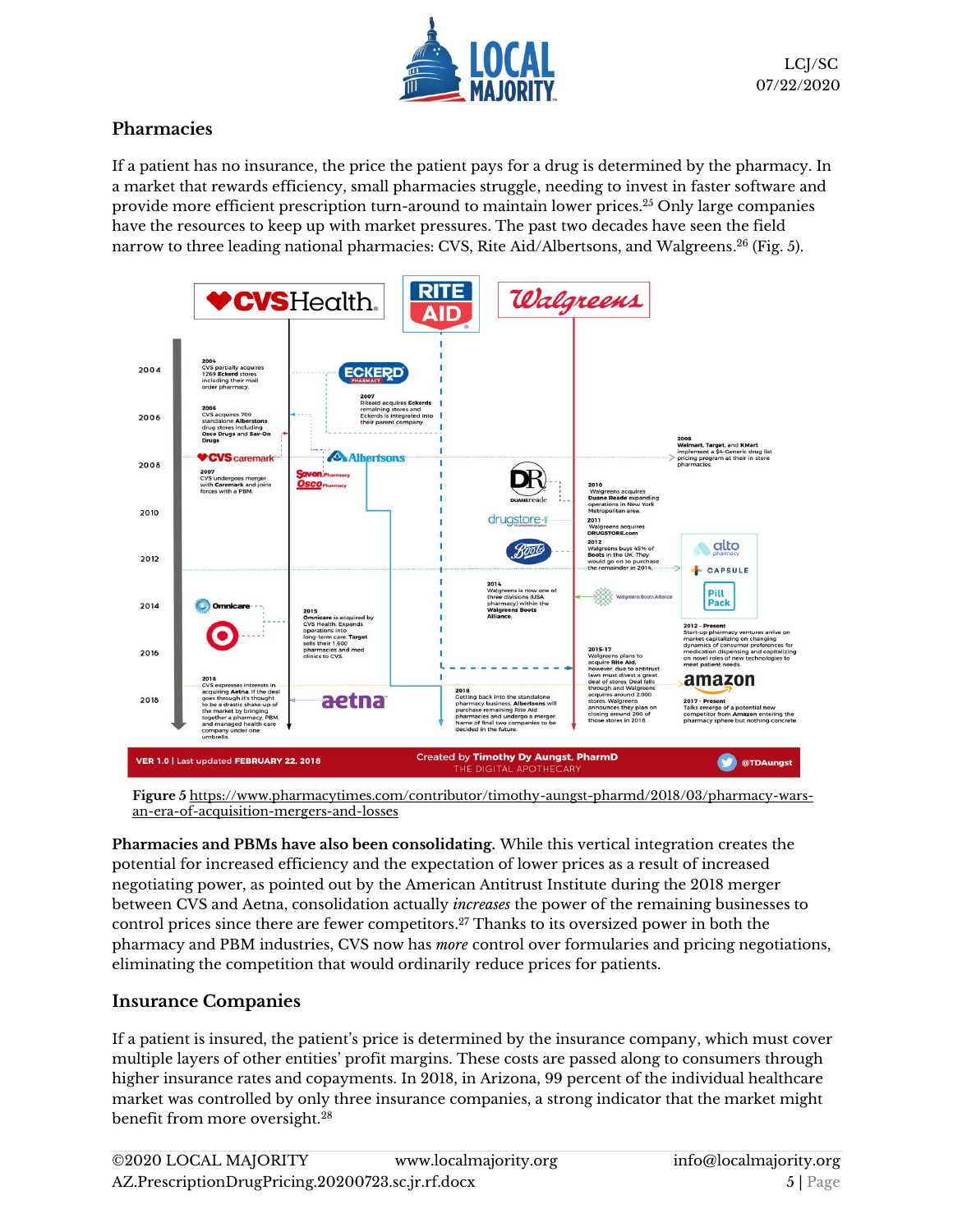## Pharmacies

If a patient has no insurance, the price the patient pays for a drug is determined by the pharmacy. In a market that rewards efficiency, small pharmacies struggle, needing to invest in faster software and provide more efficient prescription turn-around to maintain lower prices.[25] Only large companies have the resources to keep up with market pressures. The past two decades have seen the field narrow to three leading national pharmacies: CVS, Rite Aid/Albertsons, and Walgreens.[26] (Fig. 5).

**Figure 5** https://www.pharmacytimes.com/contributor/timothy-aungst-pharmd/2018/03/pharmacy-wars-an-era-of-acquisition-mergers-and-losses

**Pharmacies and PBMs have also been consolidating.** While this vertical integration creates the potential for increased efficiency and the expectation of lower prices as a result of increased negotiating power, as pointed out by the American Antitrust Institute during the 2018 merger between CVS and Aetna, consolidation actually *increases* the power of the remaining businesses to control prices since there are fewer competitors.[27] Thanks to its oversized power in both the pharmacy and PBM industries, CVS now has *more* control over formularies and pricing negotiations, eliminating the competition that would ordinarily reduce prices for patients.

## Insurance Companies

If a patient is insured, the patient's price is determined by the insurance company, which must cover multiple layers of other entities' profit margins. These costs are passed along to consumers through higher insurance rates and copayments. In 2018, in Arizona, 99 percent of the individual healthcare market was controlled by only three insurance companies, a strong indicator that the market might benefit from more oversight.[28]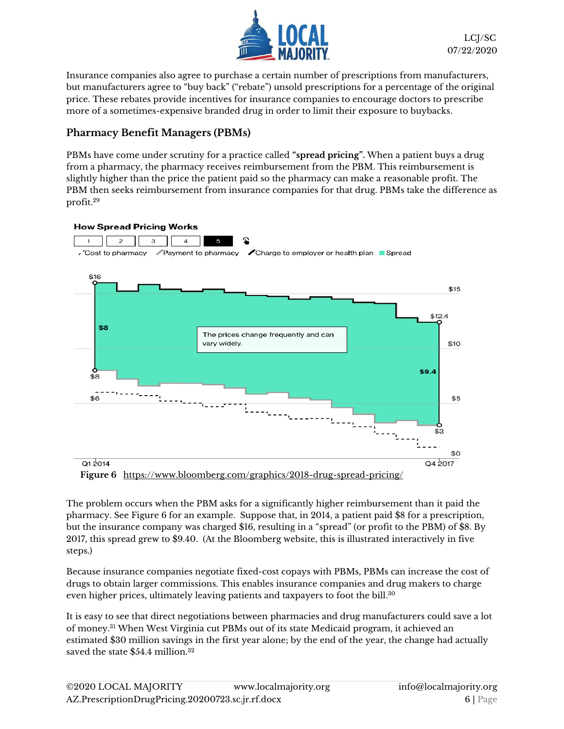Insurance companies also agree to purchase a certain number of prescriptions from manufacturers, but manufacturers agree to "buy back" ("rebate") unsold prescriptions for a percentage of the original price. These rebates provide incentives for insurance companies to encourage doctors to prescribe more of a sometimes-expensive branded drug in order to limit their exposure to buybacks.

## Pharmacy Benefit Managers (PBMs)

PBMs have come under scrutiny for a practice called **"spread pricing".** When a patient buys a drug from a pharmacy, the pharmacy receives reimbursement from the PBM. This reimbursement is slightly higher than the price the patient paid so the pharmacy can make a reasonable profit. The PBM then seeks reimbursement from insurance companies for that drug. PBMs take the difference as profit.[29]

**How Spread Pricing Works**

1 2 3 4 5

Cost to pharmacy — Payment to pharmacy — Charge to employer or health plan — Spread

$16 — $8 — $8 — $6 — The prices change frequently and can vary widely. — $12.4 — $9.4 — $3 — $15 — $10 — $5 — $0

Q1 2014 — Q4 2017

**Figure 6** https://www.bloomberg.com/graphics/2018-drug-spread-pricing/

The problem occurs when the PBM asks for a significantly higher reimbursement than it paid the pharmacy. See Figure 6 for an example. Suppose that, in 2014, a patient paid $8 for a prescription, but the insurance company was charged $16, resulting in a "spread" (or profit to the PBM) of $8. By 2017, this spread grew to $9.40. (At the Bloomberg website, this is illustrated interactively in five steps.)

Because insurance companies negotiate fixed-cost copays with PBMs, PBMs can increase the cost of drugs to obtain larger commissions. This enables insurance companies and drug makers to charge even higher prices, ultimately leaving patients and taxpayers to foot the bill.[30]

It is easy to see that direct negotiations between pharmacies and drug manufacturers could save a lot of money.[31] When West Virginia cut PBMs out of its state Medicaid program, it achieved an estimated $30 million savings in the first year alone; by the end of the year, the change had actually saved the state $54.4 million.[32]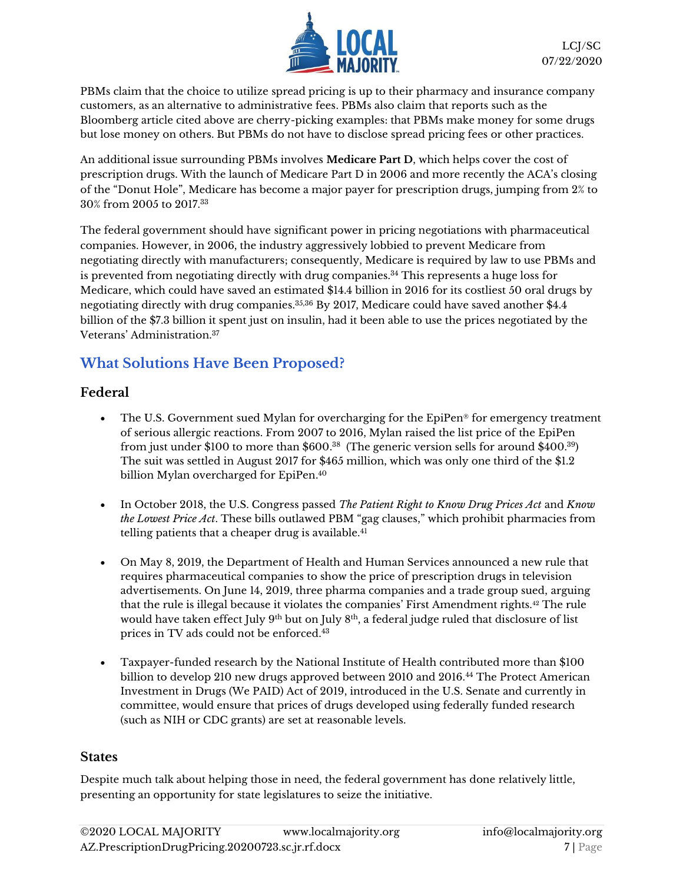PBMs claim that the choice to utilize spread pricing is up to their pharmacy and insurance company customers, as an alternative to administrative fees. PBMs also claim that reports such as the Bloomberg article cited above are cherry-picking examples: that PBMs make money for some drugs but lose money on others. But PBMs do not have to disclose spread pricing fees or other practices.

An additional issue surrounding PBMs involves **Medicare Part D**, which helps cover the cost of prescription drugs. With the launch of Medicare Part D in 2006 and more recently the ACA's closing of the "Donut Hole", Medicare has become a major payer for prescription drugs, jumping from 2% to 30% from 2005 to 2017.[33]

The federal government should have significant power in pricing negotiations with pharmaceutical companies. However, in 2006, the industry aggressively lobbied to prevent Medicare from negotiating directly with manufacturers; consequently, Medicare is required by law to use PBMs and is prevented from negotiating directly with drug companies.[34] This represents a huge loss for Medicare, which could have saved an estimated $14.4 billion in 2016 for its costliest 50 oral drugs by negotiating directly with drug companies.[35,36] By 2017, Medicare could have saved another $4.4 billion of the $7.3 billion it spent just on insulin, had it been able to use the prices negotiated by the Veterans' Administration.[37]

## What Solutions Have Been Proposed?

### Federal

- The U.S. Government sued Mylan for overcharging for the EpiPen® for emergency treatment of serious allergic reactions. From 2007 to 2016, Mylan raised the list price of the EpiPen from just under $100 to more than $600.[38] (The generic version sells for around $400.[39]) The suit was settled in August 2017 for $465 million, which was only one third of the $1.2 billion Mylan overcharged for EpiPen.[40]

- In October 2018, the U.S. Congress passed *The Patient Right to Know Drug Prices Act* and *Know the Lowest Price Act*. These bills outlawed PBM "gag clauses," which prohibit pharmacies from telling patients that a cheaper drug is available.[41]

- On May 8, 2019, the Department of Health and Human Services announced a new rule that requires pharmaceutical companies to show the price of prescription drugs in television advertisements. On June 14, 2019, three pharma companies and a trade group sued, arguing that the rule is illegal because it violates the companies' First Amendment rights.[42] The rule would have taken effect July 9th but on July 8th, a federal judge ruled that disclosure of list prices in TV ads could not be enforced.[43]

- Taxpayer-funded research by the National Institute of Health contributed more than $100 billion to develop 210 new drugs approved between 2010 and 2016.[44] The Protect American Investment in Drugs (We PAID) Act of 2019, introduced in the U.S. Senate and currently in committee, would ensure that prices of drugs developed using federally funded research (such as NIH or CDC grants) are set at reasonable levels.

### States

Despite much talk about helping those in need, the federal government has done relatively little, presenting an opportunity for state legislatures to seize the initiative.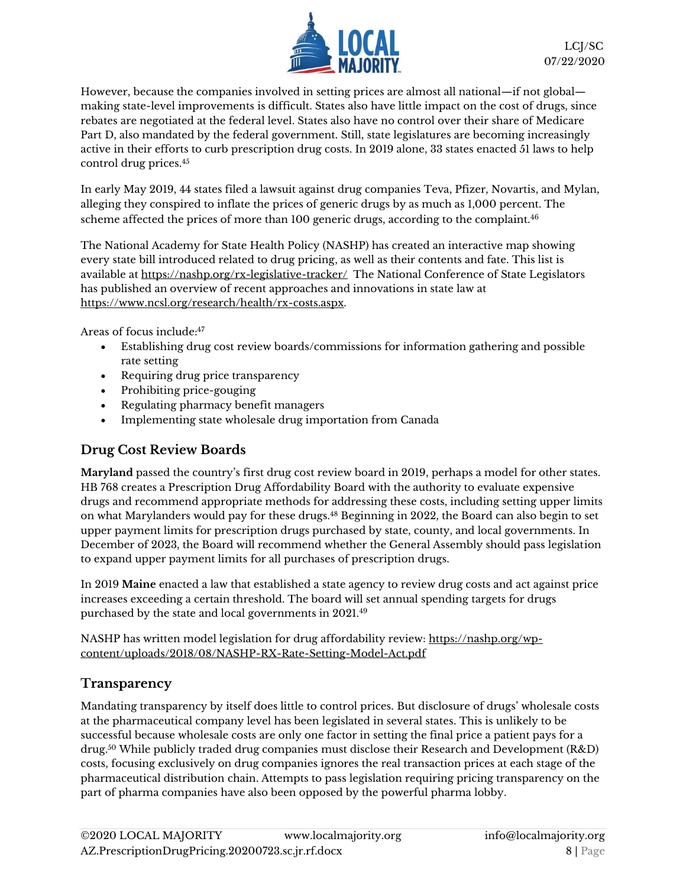However, because the companies involved in setting prices are almost all national—if not global—making state-level improvements is difficult. States also have little impact on the cost of drugs, since rebates are negotiated at the federal level. States also have no control over their share of Medicare Part D, also mandated by the federal government. Still, state legislatures are becoming increasingly active in their efforts to curb prescription drug costs. In 2019 alone, 33 states enacted 51 laws to help control drug prices.[45]

In early May 2019, 44 states filed a lawsuit against drug companies Teva, Pfizer, Novartis, and Mylan, alleging they conspired to inflate the prices of generic drugs by as much as 1,000 percent. The scheme affected the prices of more than 100 generic drugs, according to the complaint.[46]

The National Academy for State Health Policy (NASHP) has created an interactive map showing every state bill introduced related to drug pricing, as well as their contents and fate. This list is available at https://nashp.org/rx-legislative-tracker/ The National Conference of State Legislators has published an overview of recent approaches and innovations in state law at https://www.ncsl.org/research/health/rx-costs.aspx.

Areas of focus include:[47]

- Establishing drug cost review boards/commissions for information gathering and possible rate setting
- Requiring drug price transparency
- Prohibiting price-gouging
- Regulating pharmacy benefit managers
- Implementing state wholesale drug importation from Canada

## Drug Cost Review Boards

**Maryland** passed the country's first drug cost review board in 2019, perhaps a model for other states. HB 768 creates a Prescription Drug Affordability Board with the authority to evaluate expensive drugs and recommend appropriate methods for addressing these costs, including setting upper limits on what Marylanders would pay for these drugs.[48] Beginning in 2022, the Board can also begin to set upper payment limits for prescription drugs purchased by state, county, and local governments. In December of 2023, the Board will recommend whether the General Assembly should pass legislation to expand upper payment limits for all purchases of prescription drugs.

In 2019 **Maine** enacted a law that established a state agency to review drug costs and act against price increases exceeding a certain threshold. The board will set annual spending targets for drugs purchased by the state and local governments in 2021.[49]

NASHP has written model legislation for drug affordability review: https://nashp.org/wp-content/uploads/2018/08/NASHP-RX-Rate-Setting-Model-Act.pdf

## Transparency

Mandating transparency by itself does little to control prices. But disclosure of drugs' wholesale costs at the pharmaceutical company level has been legislated in several states. This is unlikely to be successful because wholesale costs are only one factor in setting the final price a patient pays for a drug.[50] While publicly traded drug companies must disclose their Research and Development (R&D) costs, focusing exclusively on drug companies ignores the real transaction prices at each stage of the pharmaceutical distribution chain. Attempts to pass legislation requiring pricing transparency on the part of pharma companies have also been opposed by the powerful pharma lobby.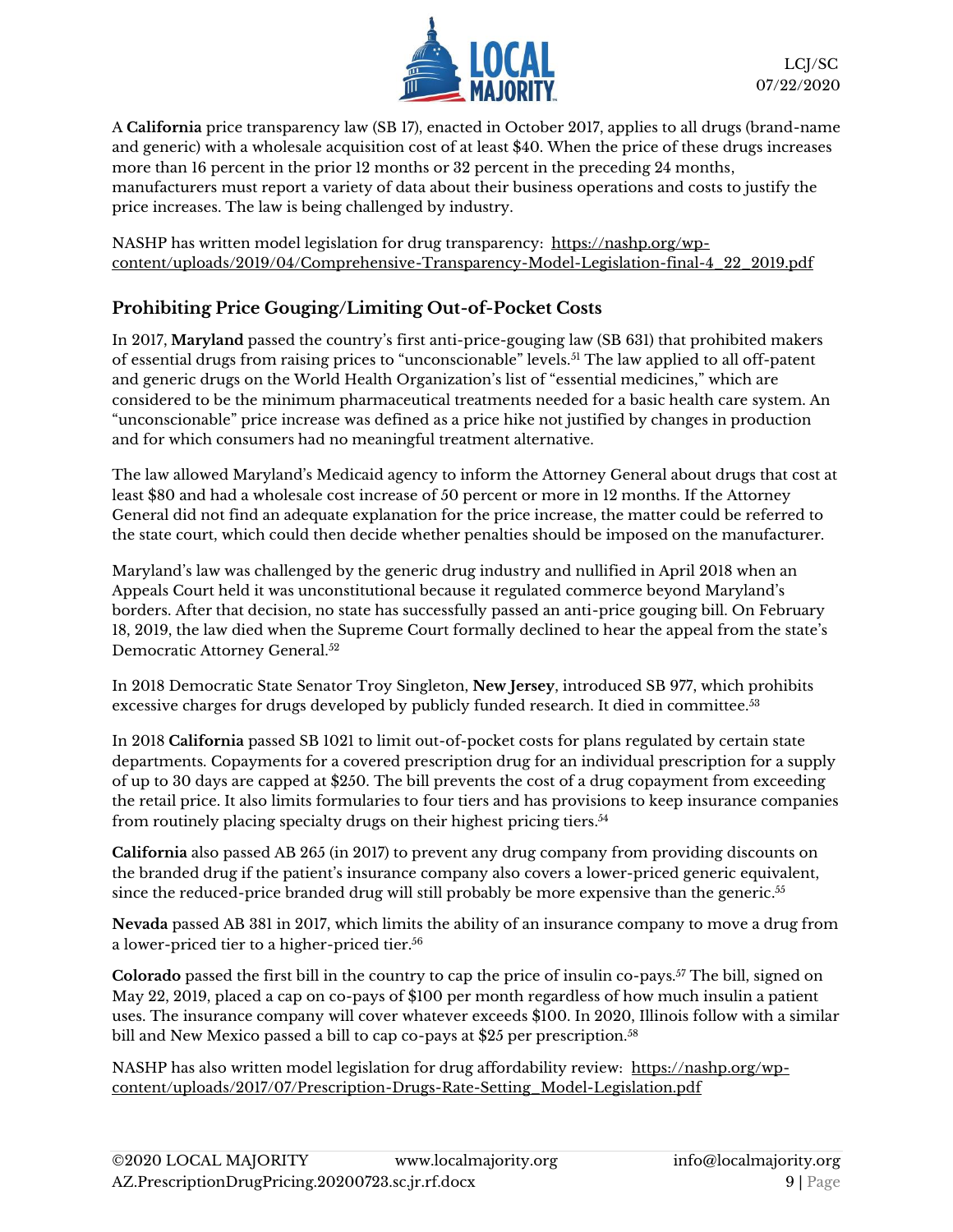A **California** price transparency law (SB 17), enacted in October 2017, applies to all drugs (brand-name and generic) with a wholesale acquisition cost of at least $40. When the price of these drugs increases more than 16 percent in the prior 12 months or 32 percent in the preceding 24 months, manufacturers must report a variety of data about their business operations and costs to justify the price increases. The law is being challenged by industry.

NASHP has written model legislation for drug transparency: https://nashp.org/wp-content/uploads/2019/04/Comprehensive-Transparency-Model-Legislation-final-4_22_2019.pdf

## Prohibiting Price Gouging/Limiting Out-of-Pocket Costs

In 2017, **Maryland** passed the country's first anti-price-gouging law (SB 631) that prohibited makers of essential drugs from raising prices to "unconscionable" levels.[51] The law applied to all off-patent and generic drugs on the World Health Organization's list of "essential medicines," which are considered to be the minimum pharmaceutical treatments needed for a basic health care system. An "unconscionable" price increase was defined as a price hike not justified by changes in production and for which consumers had no meaningful treatment alternative.

The law allowed Maryland's Medicaid agency to inform the Attorney General about drugs that cost at least $80 and had a wholesale cost increase of 50 percent or more in 12 months. If the Attorney General did not find an adequate explanation for the price increase, the matter could be referred to the state court, which could then decide whether penalties should be imposed on the manufacturer.

Maryland's law was challenged by the generic drug industry and nullified in April 2018 when an Appeals Court held it was unconstitutional because it regulated commerce beyond Maryland's borders. After that decision, no state has successfully passed an anti-price gouging bill. On February 18, 2019, the law died when the Supreme Court formally declined to hear the appeal from the state's Democratic Attorney General.[52]

In 2018 Democratic State Senator Troy Singleton, **New Jersey**, introduced SB 977, which prohibits excessive charges for drugs developed by publicly funded research. It died in committee.[53]

In 2018 **California** passed SB 1021 to limit out-of-pocket costs for plans regulated by certain state departments. Copayments for a covered prescription drug for an individual prescription for a supply of up to 30 days are capped at $250. The bill prevents the cost of a drug copayment from exceeding the retail price. It also limits formularies to four tiers and has provisions to keep insurance companies from routinely placing specialty drugs on their highest pricing tiers.[54]

**California** also passed AB 265 (in 2017) to prevent any drug company from providing discounts on the branded drug if the patient's insurance company also covers a lower-priced generic equivalent, since the reduced-price branded drug will still probably be more expensive than the generic.[55]

**Nevada** passed AB 381 in 2017, which limits the ability of an insurance company to move a drug from a lower-priced tier to a higher-priced tier.[56]

**Colorado** passed the first bill in the country to cap the price of insulin co-pays.[57] The bill, signed on May 22, 2019, placed a cap on co-pays of $100 per month regardless of how much insulin a patient uses. The insurance company will cover whatever exceeds $100. In 2020, Illinois follow with a similar bill and New Mexico passed a bill to cap co-pays at $25 per prescription.[58]

NASHP has also written model legislation for drug affordability review: https://nashp.org/wp-content/uploads/2017/07/Prescription-Drugs-Rate-Setting_Model-Legislation.pdf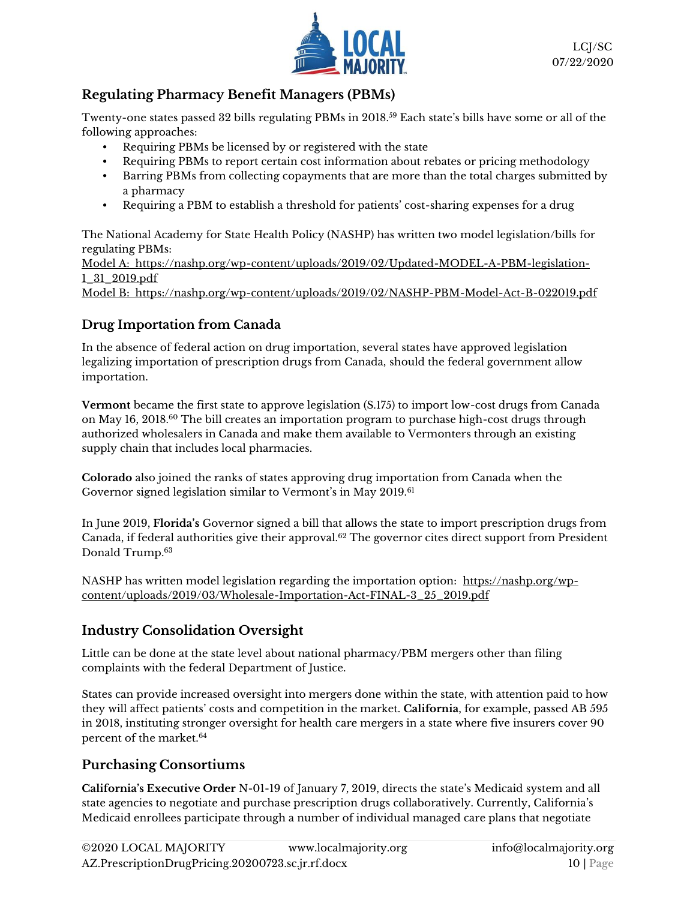## Regulating Pharmacy Benefit Managers (PBMs)

Twenty-one states passed 32 bills regulating PBMs in 2018.[59] Each state's bills have some or all of the following approaches:

- Requiring PBMs be licensed by or registered with the state
- Requiring PBMs to report certain cost information about rebates or pricing methodology
- Barring PBMs from collecting copayments that are more than the total charges submitted by a pharmacy
- Requiring a PBM to establish a threshold for patients' cost-sharing expenses for a drug

The National Academy for State Health Policy (NASHP) has written two model legislation/bills for regulating PBMs:
Model A: https://nashp.org/wp-content/uploads/2019/02/Updated-MODEL-A-PBM-legislation-1_31_2019.pdf
Model B: https://nashp.org/wp-content/uploads/2019/02/NASHP-PBM-Model-Act-B-022019.pdf

## Drug Importation from Canada

In the absence of federal action on drug importation, several states have approved legislation legalizing importation of prescription drugs from Canada, should the federal government allow importation.

**Vermont** became the first state to approve legislation (S.175) to import low-cost drugs from Canada on May 16, 2018.[60] The bill creates an importation program to purchase high-cost drugs through authorized wholesalers in Canada and make them available to Vermonters through an existing supply chain that includes local pharmacies.

**Colorado** also joined the ranks of states approving drug importation from Canada when the Governor signed legislation similar to Vermont's in May 2019.[61]

In June 2019, **Florida's** Governor signed a bill that allows the state to import prescription drugs from Canada, if federal authorities give their approval.[62] The governor cites direct support from President Donald Trump.[63]

NASHP has written model legislation regarding the importation option: https://nashp.org/wp-content/uploads/2019/03/Wholesale-Importation-Act-FINAL-3_25_2019.pdf

## Industry Consolidation Oversight

Little can be done at the state level about national pharmacy/PBM mergers other than filing complaints with the federal Department of Justice.

States can provide increased oversight into mergers done within the state, with attention paid to how they will affect patients' costs and competition in the market. **California**, for example, passed AB 595 in 2018, instituting stronger oversight for health care mergers in a state where five insurers cover 90 percent of the market.[64]

## Purchasing Consortiums

**California's Executive Order** N-01-19 of January 7, 2019, directs the state's Medicaid system and all state agencies to negotiate and purchase prescription drugs collaboratively. Currently, California's Medicaid enrollees participate through a number of individual managed care plans that negotiate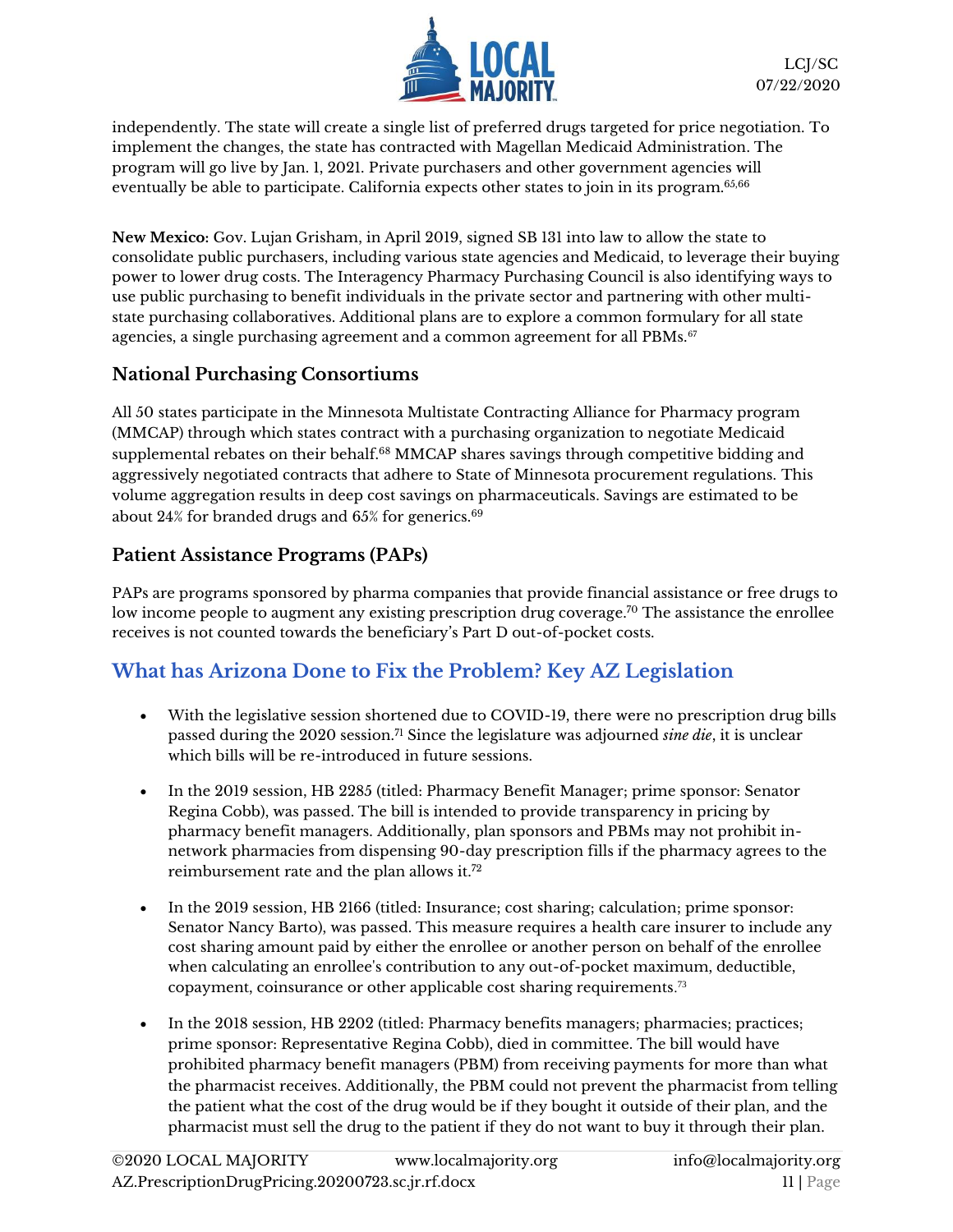independently. The state will create a single list of preferred drugs targeted for price negotiation. To implement the changes, the state has contracted with Magellan Medicaid Administration. The program will go live by Jan. 1, 2021. Private purchasers and other government agencies will eventually be able to participate. California expects other states to join in its program.[65,66]

**New Mexico:** Gov. Lujan Grisham, in April 2019, signed SB 131 into law to allow the state to consolidate public purchasers, including various state agencies and Medicaid, to leverage their buying power to lower drug costs. The Interagency Pharmacy Purchasing Council is also identifying ways to use public purchasing to benefit individuals in the private sector and partnering with other multi-state purchasing collaboratives. Additional plans are to explore a common formulary for all state agencies, a single purchasing agreement and a common agreement for all PBMs.[67]

### National Purchasing Consortiums

All 50 states participate in the Minnesota Multistate Contracting Alliance for Pharmacy program (MMCAP) through which states contract with a purchasing organization to negotiate Medicaid supplemental rebates on their behalf.[68] MMCAP shares savings through competitive bidding and aggressively negotiated contracts that adhere to State of Minnesota procurement regulations. This volume aggregation results in deep cost savings on pharmaceuticals. Savings are estimated to be about 24% for branded drugs and 65% for generics.[69]

### Patient Assistance Programs (PAPs)

PAPs are programs sponsored by pharma companies that provide financial assistance or free drugs to low income people to augment any existing prescription drug coverage.[70] The assistance the enrollee receives is not counted towards the beneficiary's Part D out-of-pocket costs.

## What has Arizona Done to Fix the Problem? Key AZ Legislation

- With the legislative session shortened due to COVID-19, there were no prescription drug bills passed during the 2020 session.[71] Since the legislature was adjourned *sine die*, it is unclear which bills will be re-introduced in future sessions.

- In the 2019 session, HB 2285 (titled: Pharmacy Benefit Manager; prime sponsor: Senator Regina Cobb), was passed. The bill is intended to provide transparency in pricing by pharmacy benefit managers. Additionally, plan sponsors and PBMs may not prohibit in-network pharmacies from dispensing 90-day prescription fills if the pharmacy agrees to the reimbursement rate and the plan allows it.[72]

- In the 2019 session, HB 2166 (titled: Insurance; cost sharing; calculation; prime sponsor: Senator Nancy Barto), was passed. This measure requires a health care insurer to include any cost sharing amount paid by either the enrollee or another person on behalf of the enrollee when calculating an enrollee's contribution to any out-of-pocket maximum, deductible, copayment, coinsurance or other applicable cost sharing requirements.[73]

- In the 2018 session, HB 2202 (titled: Pharmacy benefits managers; pharmacies; practices; prime sponsor: Representative Regina Cobb), died in committee. The bill would have prohibited pharmacy benefit managers (PBM) from receiving payments for more than what the pharmacist receives. Additionally, the PBM could not prevent the pharmacist from telling the patient what the cost of the drug would be if they bought it outside of their plan, and the pharmacist must sell the drug to the patient if they do not want to buy it through their plan.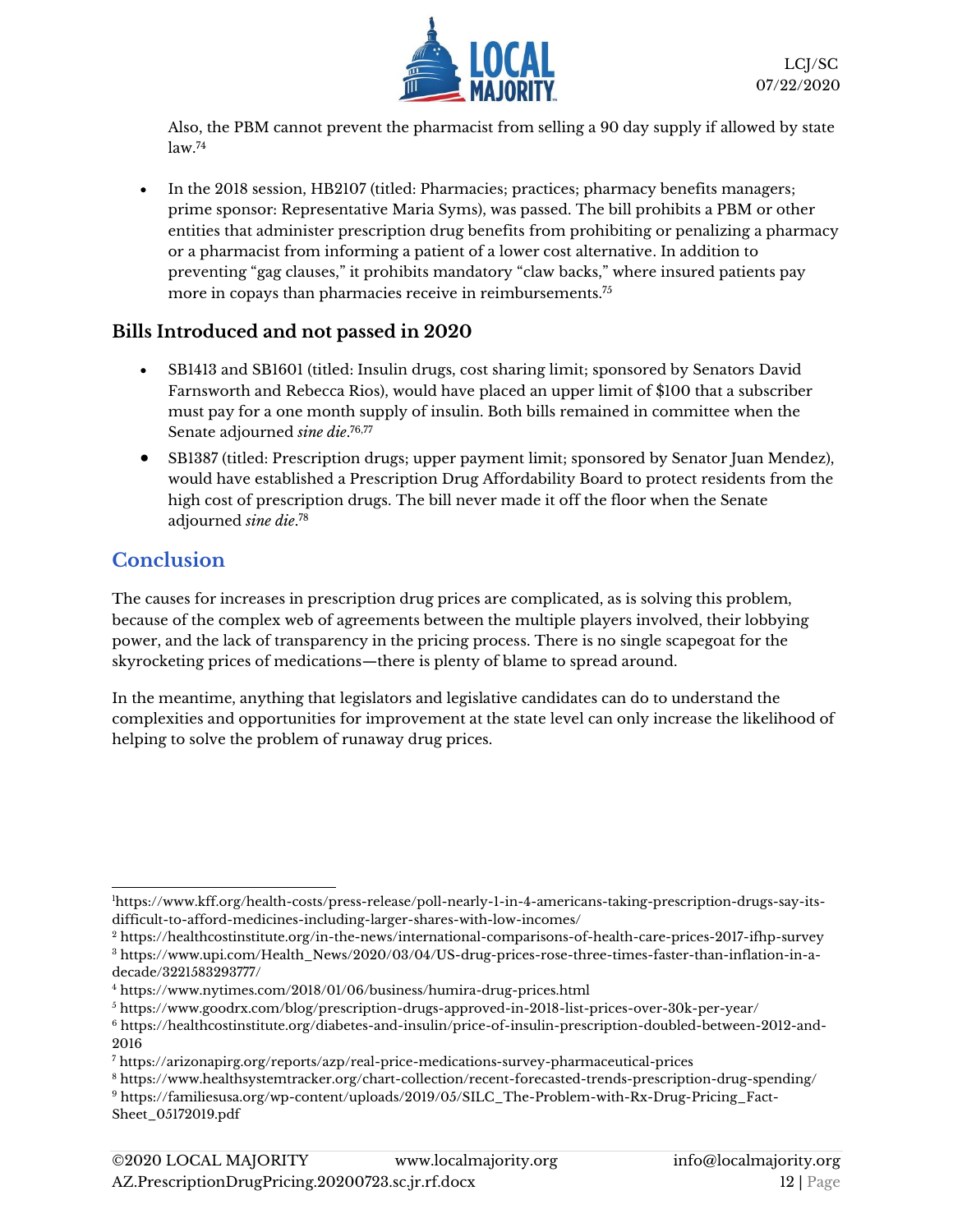Also, the PBM cannot prevent the pharmacist from selling a 90 day supply if allowed by state law.[74]

- In the 2018 session, HB2107 (titled: Pharmacies; practices; pharmacy benefits managers; prime sponsor: Representative Maria Syms), was passed. The bill prohibits a PBM or other entities that administer prescription drug benefits from prohibiting or penalizing a pharmacy or a pharmacist from informing a patient of a lower cost alternative. In addition to preventing "gag clauses," it prohibits mandatory "claw backs," where insured patients pay more in copays than pharmacies receive in reimbursements.[75]

### Bills Introduced and not passed in 2020

- SB1413 and SB1601 (titled: Insulin drugs, cost sharing limit; sponsored by Senators David Farnsworth and Rebecca Rios), would have placed an upper limit of $100 that a subscriber must pay for a one month supply of insulin. Both bills remained in committee when the Senate adjourned ***sine die***.[76,77]
- SB1387 (titled: Prescription drugs; upper payment limit; sponsored by Senator Juan Mendez), would have established a Prescription Drug Affordability Board to protect residents from the high cost of prescription drugs. The bill never made it off the floor when the Senate adjourned *sine die*.[78]

## Conclusion

The causes for increases in prescription drug prices are complicated, as is solving this problem, because of the complex web of agreements between the multiple players involved, their lobbying power, and the lack of transparency in the pricing process. There is no single scapegoat for the skyrocketing prices of medications—there is plenty of blame to spread around.

In the meantime, anything that legislators and legislative candidates can do to understand the complexities and opportunities for improvement at the state level can only increase the likelihood of helping to solve the problem of runaway drug prices.

---

[1] https://www.kff.org/health-costs/press-release/poll-nearly-1-in-4-americans-taking-prescription-drugs-say-its-difficult-to-afford-medicines-including-larger-shares-with-low-incomes/

[2] https://healthcostinstitute.org/in-the-news/international-comparisons-of-health-care-prices-2017-ifhp-survey

[3] https://www.upi.com/Health_News/2020/03/04/US-drug-prices-rose-three-times-faster-than-inflation-in-a-decade/3221583293777/

[4] https://www.nytimes.com/2018/01/06/business/humira-drug-prices.html

[5] https://www.goodrx.com/blog/prescription-drugs-approved-in-2018-list-prices-over-30k-per-year/

[6] https://healthcostinstitute.org/diabetes-and-insulin/price-of-insulin-prescription-doubled-between-2012-and-2016

[7] https://arizonapirg.org/reports/azp/real-price-medications-survey-pharmaceutical-prices

[8] https://www.healthsystemtracker.org/chart-collection/recent-forecasted-trends-prescription-drug-spending/

[9] https://familiesusa.org/wp-content/uploads/2019/05/SILC_The-Problem-with-Rx-Drug-Pricing_Fact-Sheet_05172019.pdf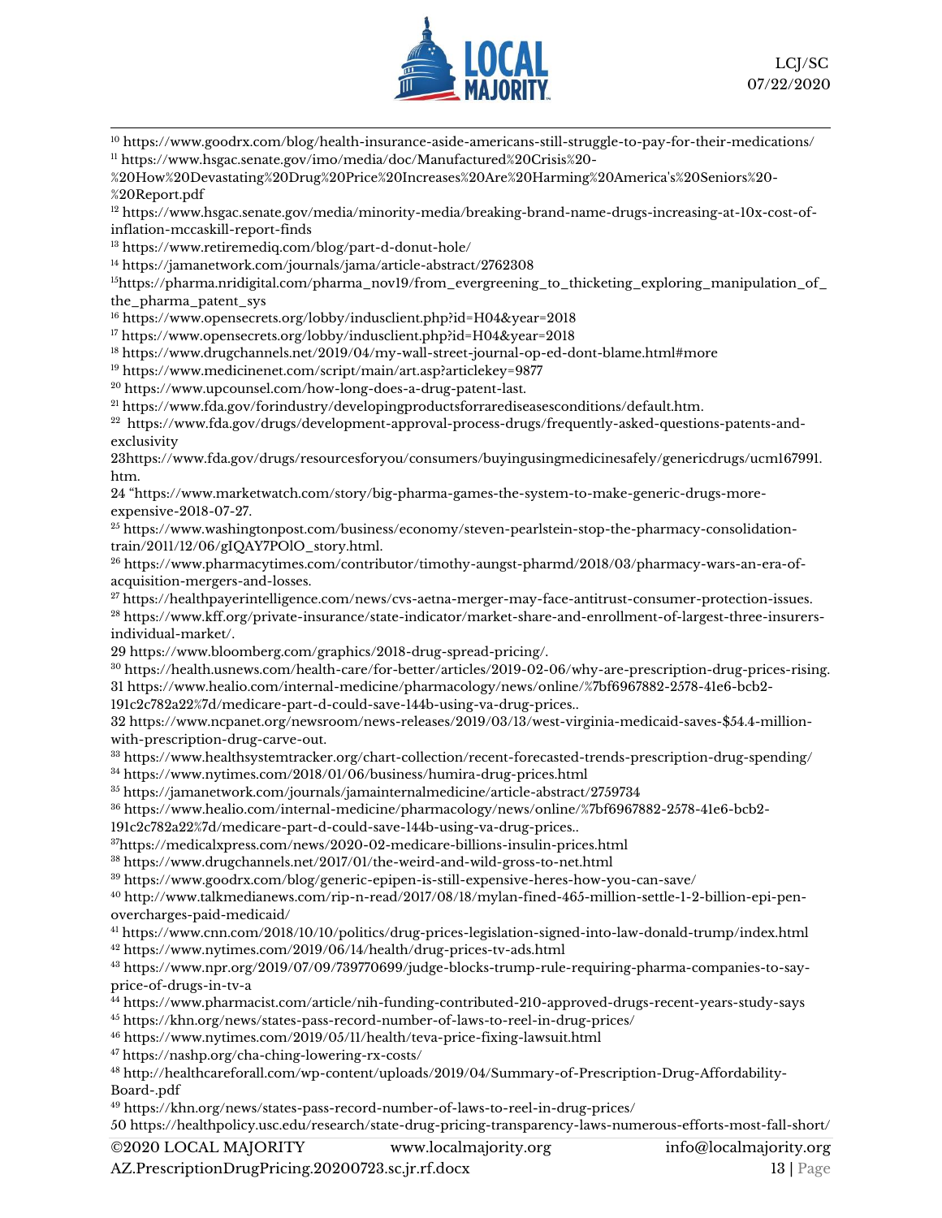[10] https://www.goodrx.com/blog/health-insurance-aside-americans-still-struggle-to-pay-for-their-medications/

[11] https://www.hsgac.senate.gov/imo/media/doc/Manufactured%20Crisis%20-%20How%20Devastating%20Drug%20Price%20Increases%20Are%20Harming%20America's%20Seniors%20-%20Report.pdf

[12] https://www.hsgac.senate.gov/media/minority-media/breaking-brand-name-drugs-increasing-at-10x-cost-of-inflation-mccaskill-report-finds

[13] https://www.retiremediq.com/blog/part-d-donut-hole/

[14] https://jamanetwork.com/journals/jama/article-abstract/2762308

[15]https://pharma.nridigital.com/pharma_nov19/from_evergreening_to_thicketing_exploring_manipulation_of_the_pharma_patent_sys

[16] https://www.opensecrets.org/lobby/indusclient.php?id=H04&year=2018

[17] https://www.opensecrets.org/lobby/indusclient.php?id=H04&year=2018

[18] https://www.drugchannels.net/2019/04/my-wall-street-journal-op-ed-dont-blame.html#more

[19] https://www.medicinenet.com/script/main/art.asp?articlekey=9877

[20] https://www.upcounsel.com/how-long-does-a-drug-patent-last.

[21] https://www.fda.gov/forindustry/developingproductsforrarediseasesconditions/default.htm.

[22] https://www.fda.gov/drugs/development-approval-process-drugs/frequently-asked-questions-patents-and-exclusivity

23https://www.fda.gov/drugs/resourcesforyou/consumers/buyingusingmedicinesafely/genericdrugs/ucm167991.htm.

24 "https://www.marketwatch.com/story/big-pharma-games-the-system-to-make-generic-drugs-more-expensive-2018-07-27.

[25] https://www.washingtonpost.com/business/economy/steven-pearlstein-stop-the-pharmacy-consolidation-train/2011/12/06/gIQAY7POlO_story.html.

[26] https://www.pharmacytimes.com/contributor/timothy-aungst-pharmd/2018/03/pharmacy-wars-an-era-of-acquisition-mergers-and-losses.

[27] https://healthpayerintelligence.com/news/cvs-aetna-merger-may-face-antitrust-consumer-protection-issues.

[28] https://www.kff.org/private-insurance/state-indicator/market-share-and-enrollment-of-largest-three-insurers-individual-market/.

29 https://www.bloomberg.com/graphics/2018-drug-spread-pricing/.

[30] https://health.usnews.com/health-care/for-better/articles/2019-02-06/why-are-prescription-drug-prices-rising.

31 https://www.healio.com/internal-medicine/pharmacology/news/online/%7bf6967882-2578-41e6-bcb2-191c2c782a22%7d/medicare-part-d-could-save-144b-using-va-drug-prices..

32 https://www.ncpanet.org/newsroom/news-releases/2019/03/13/west-virginia-medicaid-saves-$54.4-million-with-prescription-drug-carve-out.

[33] https://www.healthsystemtracker.org/chart-collection/recent-forecasted-trends-prescription-drug-spending/

[34] https://www.nytimes.com/2018/01/06/business/humira-drug-prices.html

[35] https://jamanetwork.com/journals/jamainternalmedicine/article-abstract/2759734

[36] https://www.healio.com/internal-medicine/pharmacology/news/online/%7bf6967882-2578-41e6-bcb2-191c2c782a22%7d/medicare-part-d-could-save-144b-using-va-drug-prices..

[37]https://medicalxpress.com/news/2020-02-medicare-billions-insulin-prices.html

[38] https://www.drugchannels.net/2017/01/the-weird-and-wild-gross-to-net.html

[39] https://www.goodrx.com/blog/generic-epipen-is-still-expensive-heres-how-you-can-save/

[40] http://www.talkmedianews.com/rip-n-read/2017/08/18/mylan-fined-465-million-settle-1-2-billion-epi-pen-overcharges-paid-medicaid/

[41] https://www.cnn.com/2018/10/10/politics/drug-prices-legislation-signed-into-law-donald-trump/index.html

[42] https://www.nytimes.com/2019/06/14/health/drug-prices-tv-ads.html

[43] https://www.npr.org/2019/07/09/739770699/judge-blocks-trump-rule-requiring-pharma-companies-to-say-price-of-drugs-in-tv-a

[44] https://www.pharmacist.com/article/nih-funding-contributed-210-approved-drugs-recent-years-study-says

[45] https://khn.org/news/states-pass-record-number-of-laws-to-reel-in-drug-prices/

[46] https://www.nytimes.com/2019/05/11/health/teva-price-fixing-lawsuit.html

[47] https://nashp.org/cha-ching-lowering-rx-costs/

[48] http://healthcareforall.com/wp-content/uploads/2019/04/Summary-of-Prescription-Drug-Affordability-Board-.pdf

[49] https://khn.org/news/states-pass-record-number-of-laws-to-reel-in-drug-prices/

50 https://healthpolicy.usc.edu/research/state-drug-pricing-transparency-laws-numerous-efforts-most-fall-short/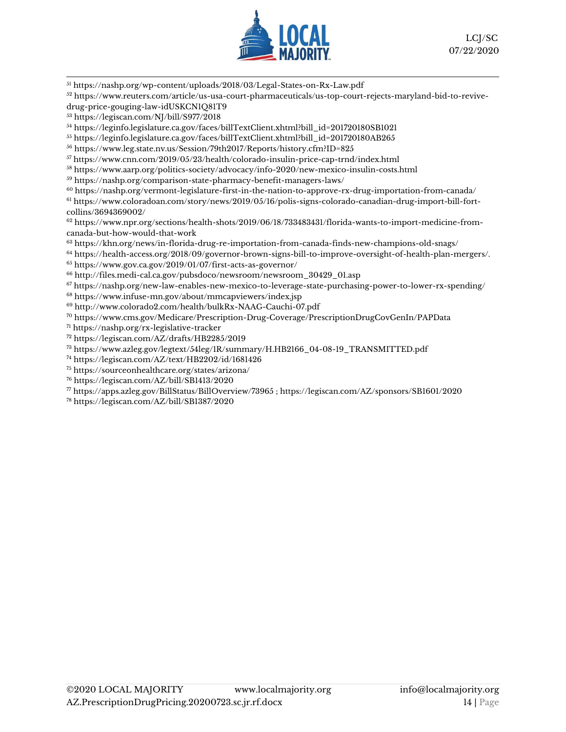[51] https://nashp.org/wp-content/uploads/2018/03/Legal-States-on-Rx-Law.pdf

[52] https://www.reuters.com/article/us-usa-court-pharmaceuticals/us-top-court-rejects-maryland-bid-to-revive-drug-price-gouging-law-idUSKCN1Q81T9

[53] https://legiscan.com/NJ/bill/S977/2018

[54] https://leginfo.legislature.ca.gov/faces/billTextClient.xhtml?bill_id=201720180SB1021

[55] https://leginfo.legislature.ca.gov/faces/billTextClient.xhtml?bill_id=201720180AB265

[56] https://www.leg.state.nv.us/Session/79th2017/Reports/history.cfm?ID=825

[57] https://www.cnn.com/2019/05/23/health/colorado-insulin-price-cap-trnd/index.html

[58] https://www.aarp.org/politics-society/advocacy/info-2020/new-mexico-insulin-costs.html

[59] https://nashp.org/comparison-state-pharmacy-benefit-managers-laws/

[60] https://nashp.org/vermont-legislature-first-in-the-nation-to-approve-rx-drug-importation-from-canada/

[61] https://www.coloradoan.com/story/news/2019/05/16/polis-signs-colorado-canadian-drug-import-bill-fort-collins/3694369002/

[62] https://www.npr.org/sections/health-shots/2019/06/18/733483431/florida-wants-to-import-medicine-from-canada-but-how-would-that-work

[63] https://khn.org/news/in-florida-drug-re-importation-from-canada-finds-new-champions-old-snags/

[64] https://health-access.org/2018/09/governor-brown-signs-bill-to-improve-oversight-of-health-plan-mergers/.

[65] https://www.gov.ca.gov/2019/01/07/first-acts-as-governor/

[66] http://files.medi-cal.ca.gov/pubsdoco/newsroom/newsroom_30429_01.asp

[67] https://nashp.org/new-law-enables-new-mexico-to-leverage-state-purchasing-power-to-lower-rx-spending/

[68] https://www.infuse-mn.gov/about/mmcapviewers/index.jsp

[69] http://www.colorado2.com/health/bulkRx-NAAG-Cauchi-07.pdf

[70] https://www.cms.gov/Medicare/Prescription-Drug-Coverage/PrescriptionDrugCovGenIn/PAPData

[71] https://nashp.org/rx-legislative-tracker

[72] https://legiscan.com/AZ/drafts/HB2285/2019

[73] https://www.azleg.gov/legtext/54leg/1R/summary/H.HB2166_04-08-19_TRANSMITTED.pdf

[74] https://legiscan.com/AZ/text/HB2202/id/1681426

[75] https://sourceonhealthcare.org/states/arizona/

[76] https://legiscan.com/AZ/bill/SB1413/2020

[77] https://apps.azleg.gov/BillStatus/BillOverview/73965 ; https://legiscan.com/AZ/sponsors/SB1601/2020

[78] https://legiscan.com/AZ/bill/SB1387/2020